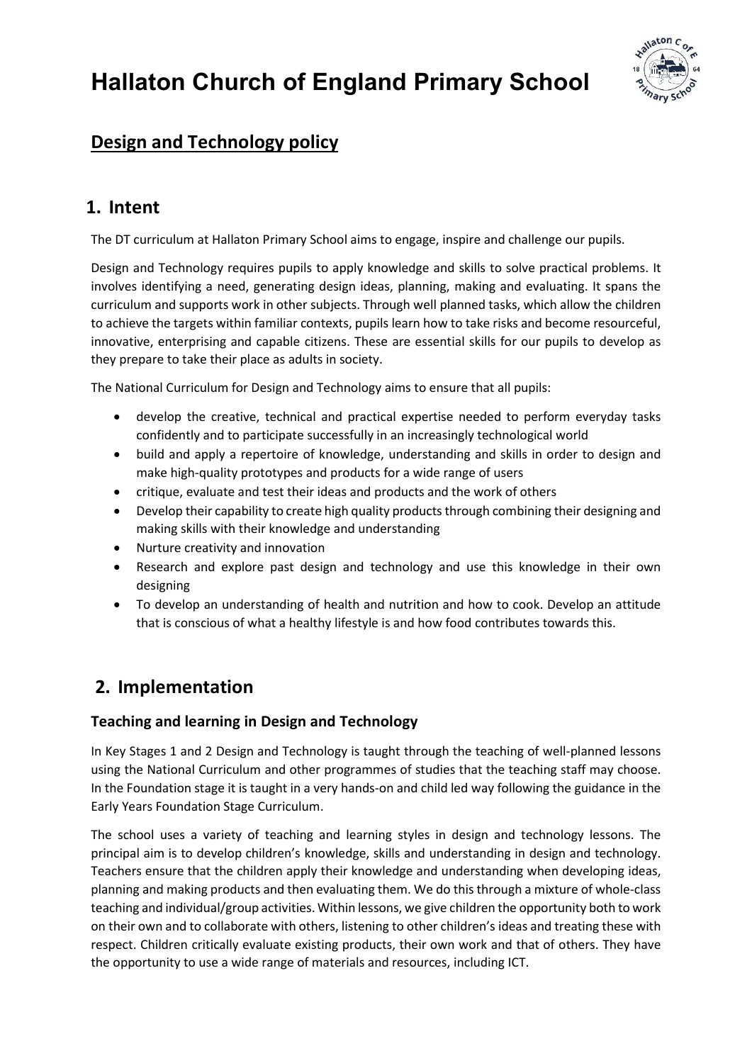# Hallaton Church of England Primary School

## Design and Technology policy

## 1. Intent

The DT curriculum at Hallaton Primary School aims to engage, inspire and challenge our pupils.

Design and Technology requires pupils to apply knowledge and skills to solve practical problems. It involves identifying a need, generating design ideas, planning, making and evaluating. It spans the curriculum and supports work in other subjects. Through well planned tasks, which allow the children to achieve the targets within familiar contexts, pupils learn how to take risks and become resourceful, innovative, enterprising and capable citizens. These are essential skills for our pupils to develop as they prepare to take their place as adults in society.

The National Curriculum for Design and Technology aims to ensure that all pupils:

- develop the creative, technical and practical expertise needed to perform everyday tasks confidently and to participate successfully in an increasingly technological world
- build and apply a repertoire of knowledge, understanding and skills in order to design and make high-quality prototypes and products for a wide range of users
- critique, evaluate and test their ideas and products and the work of others
- Develop their capability to create high quality products through combining their designing and making skills with their knowledge and understanding
- Nurture creativity and innovation
- Research and explore past design and technology and use this knowledge in their own designing
- To develop an understanding of health and nutrition and how to cook. Develop an attitude that is conscious of what a healthy lifestyle is and how food contributes towards this.

## 2. Implementation

### Teaching and learning in Design and Technology

In Key Stages 1 and 2 Design and Technology is taught through the teaching of well-planned lessons using the National Curriculum and other programmes of studies that the teaching staff may choose. In the Foundation stage it is taught in a very hands-on and child led way following the guidance in the Early Years Foundation Stage Curriculum.

The school uses a variety of teaching and learning styles in design and technology lessons. The principal aim is to develop children's knowledge, skills and understanding in design and technology. Teachers ensure that the children apply their knowledge and understanding when developing ideas, planning and making products and then evaluating them. We do this through a mixture of whole-class teaching and individual/group activities. Within lessons, we give children the opportunity both to work on their own and to collaborate with others, listening to other children's ideas and treating these with respect. Children critically evaluate existing products, their own work and that of others. They have the opportunity to use a wide range of materials and resources, including ICT.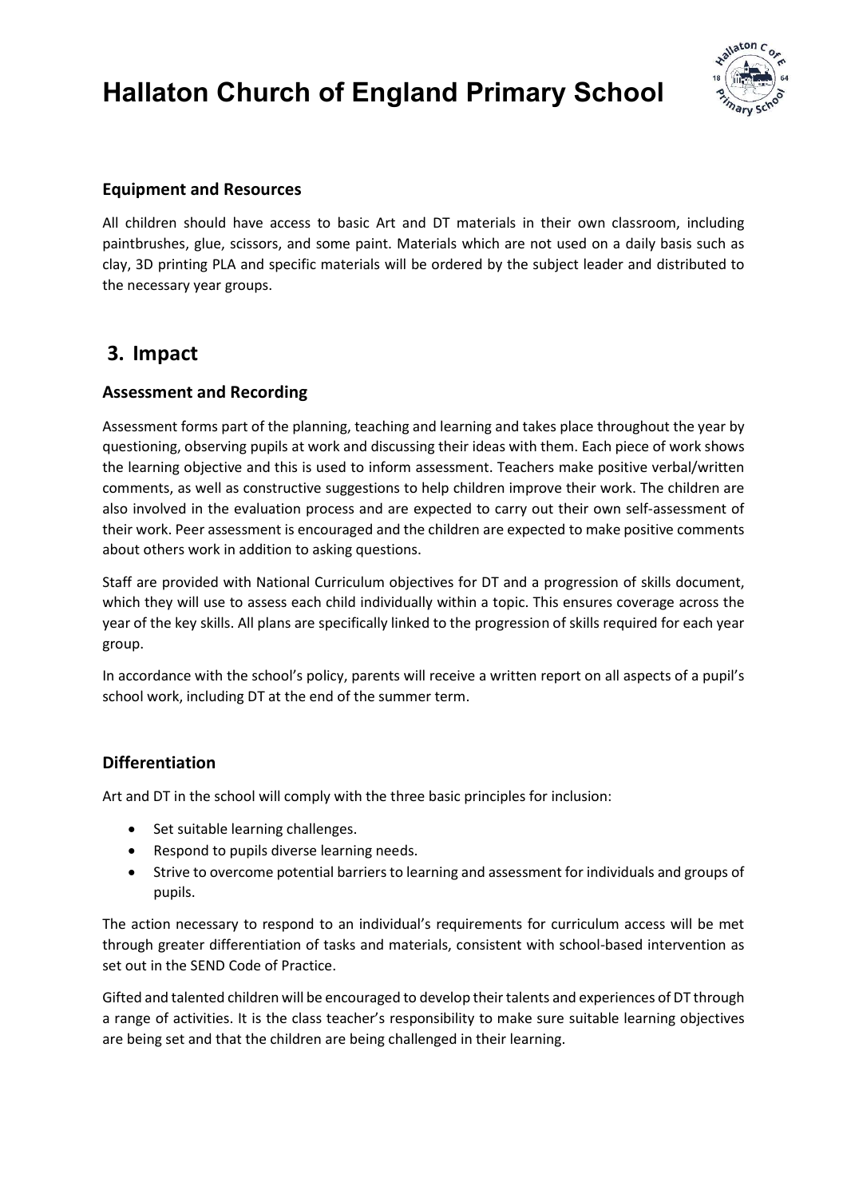### Equipment and Resources

All children should have access to basic Art and DT materials in their own classroom, including paintbrushes, glue, scissors, and some paint. Materials which are not used on a daily basis such as clay, 3D printing PLA and specific materials will be ordered by the subject leader and distributed to the necessary year groups.

## 3. Impact

### Assessment and Recording

Assessment forms part of the planning, teaching and learning and takes place throughout the year by questioning, observing pupils at work and discussing their ideas with them. Each piece of work shows the learning objective and this is used to inform assessment. Teachers make positive verbal/written comments, as well as constructive suggestions to help children improve their work. The children are also involved in the evaluation process and are expected to carry out their own self-assessment of their work. Peer assessment is encouraged and the children are expected to make positive comments about others work in addition to asking questions.

Staff are provided with National Curriculum objectives for DT and a progression of skills document, which they will use to assess each child individually within a topic. This ensures coverage across the year of the key skills. All plans are specifically linked to the progression of skills required for each year group.

In accordance with the school's policy, parents will receive a written report on all aspects of a pupil's school work, including DT at the end of the summer term.

### Differentiation

Art and DT in the school will comply with the three basic principles for inclusion:

- Set suitable learning challenges.
- Respond to pupils diverse learning needs.
- Strive to overcome potential barriers to learning and assessment for individuals and groups of pupils.

The action necessary to respond to an individual's requirements for curriculum access will be met through greater differentiation of tasks and materials, consistent with school-based intervention as set out in the SEND Code of Practice.

Gifted and talented children will be encouraged to develop their talents and experiences of DT through a range of activities. It is the class teacher's responsibility to make sure suitable learning objectives are being set and that the children are being challenged in their learning.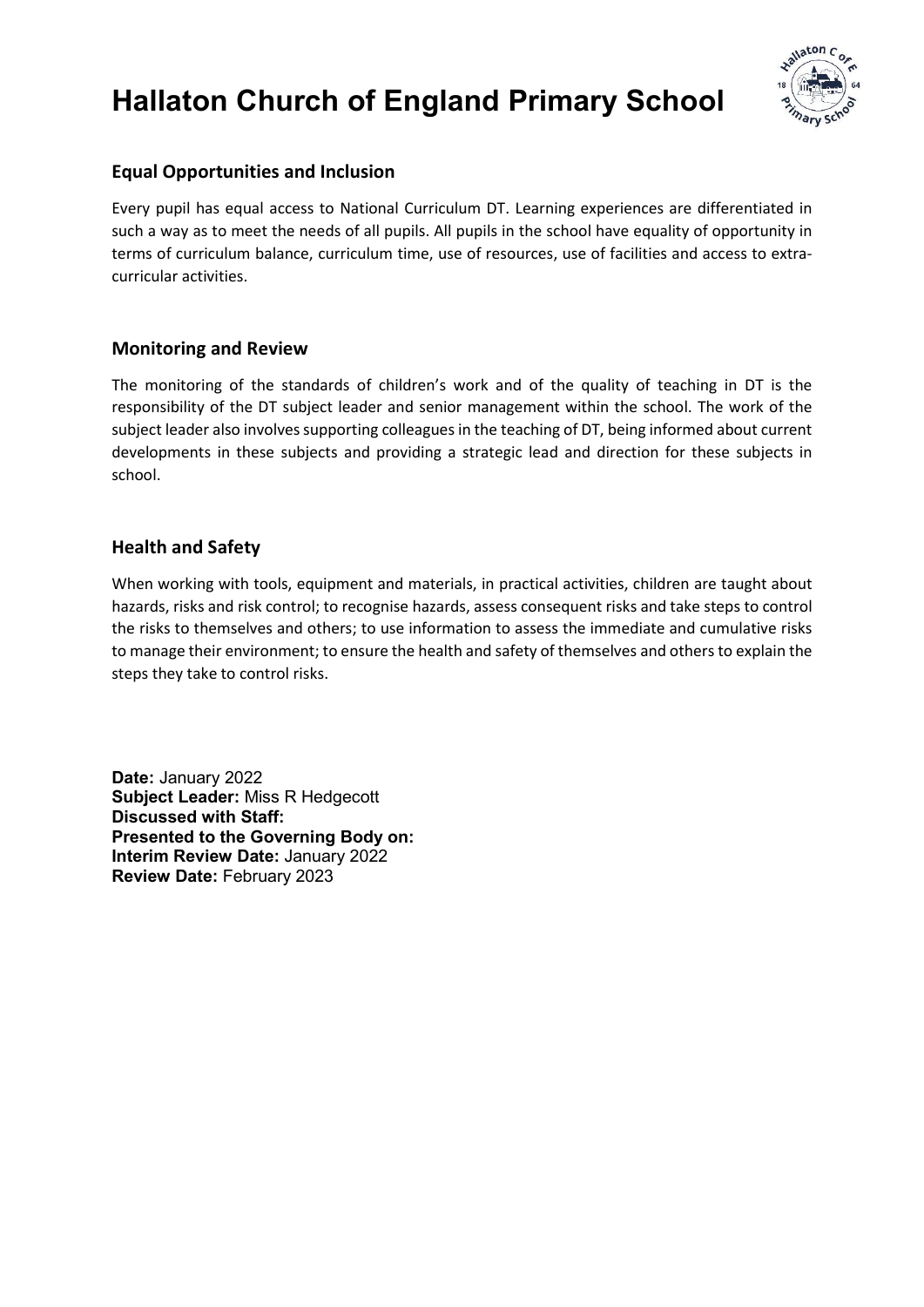# Hallaton Church of England Primary School

## Equal Opportunities and Inclusion

Every pupil has equal access to National Curriculum DT. Learning experiences are differentiated in such a way as to meet the needs of all pupils. All pupils in the school have equality of opportunity in terms of curriculum balance, curriculum time, use of resources, use of facilities and access to extra-curricular activities.

## Monitoring and Review

The monitoring of the standards of children's work and of the quality of teaching in DT is the responsibility of the DT subject leader and senior management within the school. The work of the subject leader also involves supporting colleagues in the teaching of DT, being informed about current developments in these subjects and providing a strategic lead and direction for these subjects in school.

## Health and Safety

When working with tools, equipment and materials, in practical activities, children are taught about hazards, risks and risk control; to recognise hazards, assess consequent risks and take steps to control the risks to themselves and others; to use information to assess the immediate and cumulative risks to manage their environment; to ensure the health and safety of themselves and others to explain the steps they take to control risks.

**Date:** January 2022
**Subject Leader:** Miss R Hedgecott
**Discussed with Staff:**
**Presented to the Governing Body on:**
**Interim Review Date:** January 2022
**Review Date:** February 2023